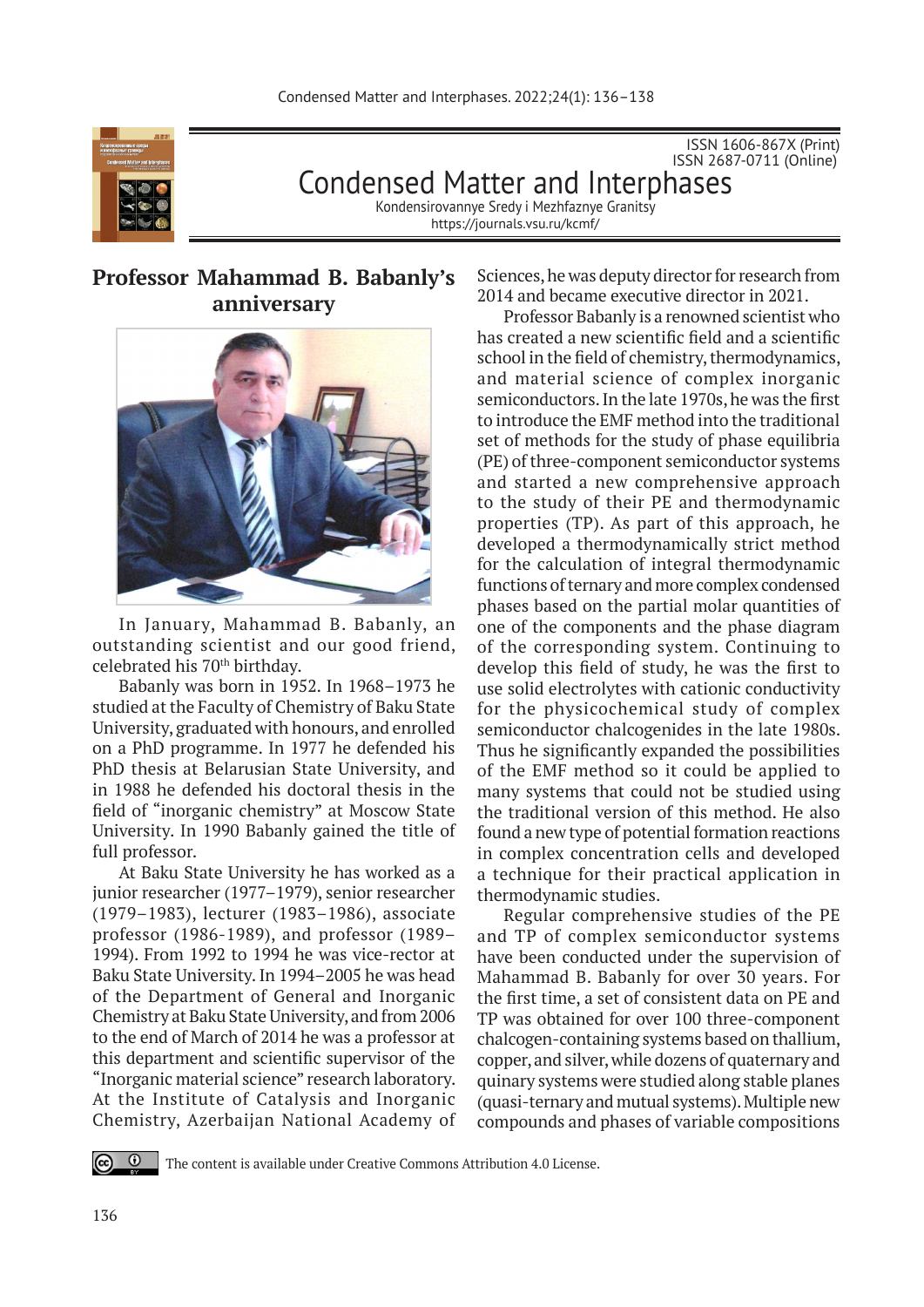ISSN 1606-867X (Print)
ISSN 2687-0711 (Online)

# Condensed Matter and Interphases

Kondensirovannye Sredy i Mezhfaznye Granitsy
https://journals.vsu.ru/kcmf/

## Professor Mahammad B. Babanly's anniversary

In January, Mahammad B. Babanly, an outstanding scientist and our good friend, celebrated his 70th birthday.

Babanly was born in 1952. In 1968–1973 he studied at the Faculty of Chemistry of Baku State University, graduated with honours, and enrolled on a PhD programme. In 1977 he defended his PhD thesis at Belarusian State University, and in 1988 he defended his doctoral thesis in the field of "inorganic chemistry" at Moscow State University. In 1990 Babanly gained the title of full professor.

At Baku State University he has worked as a junior researcher (1977–1979), senior researcher (1979–1983), lecturer (1983–1986), associate professor (1986-1989), and professor (1989–1994). From 1992 to 1994 he was vice-rector at Baku State University. In 1994–2005 he was head of the Department of General and Inorganic Chemistry at Baku State University, and from 2006 to the end of March of 2014 he was a professor at this department and scientific supervisor of the "Inorganic material science" research laboratory. At the Institute of Catalysis and Inorganic Chemistry, Azerbaijan National Academy of Sciences, he was deputy director for research from 2014 and became executive director in 2021.

Professor Babanly is a renowned scientist who has created a new scientific field and a scientific school in the field of chemistry, thermodynamics, and material science of complex inorganic semiconductors. In the late 1970s, he was the first to introduce the EMF method into the traditional set of methods for the study of phase equilibria (PE) of three-component semiconductor systems and started a new comprehensive approach to the study of their PE and thermodynamic properties (TP). As part of this approach, he developed a thermodynamically strict method for the calculation of integral thermodynamic functions of ternary and more complex condensed phases based on the partial molar quantities of one of the components and the phase diagram of the corresponding system. Continuing to develop this field of study, he was the first to use solid electrolytes with cationic conductivity for the physicochemical study of complex semiconductor chalcogenides in the late 1980s. Thus he significantly expanded the possibilities of the EMF method so it could be applied to many systems that could not be studied using the traditional version of this method. He also found a new type of potential formation reactions in complex concentration cells and developed a technique for their practical application in thermodynamic studies.

Regular comprehensive studies of the PE and TP of complex semiconductor systems have been conducted under the supervision of Mahammad B. Babanly for over 30 years. For the first time, a set of consistent data on PE and TP was obtained for over 100 three-component chalcogen-containing systems based on thallium, copper, and silver, while dozens of quaternary and quinary systems were studied along stable planes (quasi-ternary and mutual systems). Multiple new compounds and phases of variable compositions

The content is available under Creative Commons Attribution 4.0 License.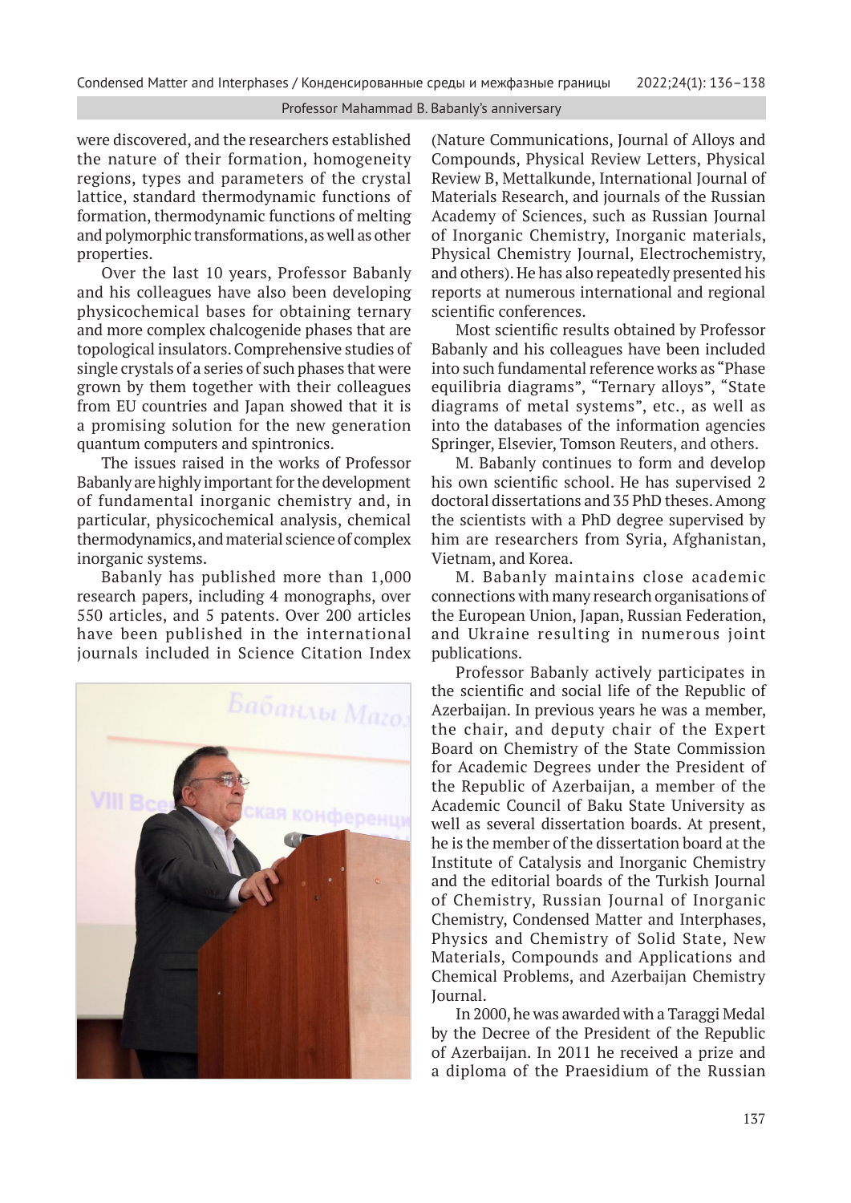were discovered, and the researchers established the nature of their formation, homogeneity regions, types and parameters of the crystal lattice, standard thermodynamic functions of formation, thermodynamic functions of melting and polymorphic transformations, as well as other properties.

Over the last 10 years, Professor Babanly and his colleagues have also been developing physicochemical bases for obtaining ternary and more complex chalcogenide phases that are topological insulators. Comprehensive studies of single crystals of a series of such phases that were grown by them together with their colleagues from EU countries and Japan showed that it is a promising solution for the new generation quantum computers and spintronics.

The issues raised in the works of Professor Babanly are highly important for the development of fundamental inorganic chemistry and, in particular, physicochemical analysis, chemical thermodynamics, and material science of complex inorganic systems.

Babanly has published more than 1,000 research papers, including 4 monographs, over 550 articles, and 5 patents. Over 200 articles have been published in the international journals included in Science Citation Index (Nature Communications, Journal of Alloys and Compounds, Physical Review Letters, Physical Review B, Mettalkunde, International Journal of Materials Research, and journals of the Russian Academy of Sciences, such as Russian Journal of Inorganic Chemistry, Inorganic materials, Physical Chemistry Journal, Electrochemistry, and others). He has also repeatedly presented his reports at numerous international and regional scientific conferences.

Most scientific results obtained by Professor Babanly and his colleagues have been included into such fundamental reference works as "Phase equilibria diagrams", "Ternary alloys", "State diagrams of metal systems", etc., as well as into the databases of the information agencies Springer, Elsevier, Tomson Reuters, and others.

M. Babanly continues to form and develop his own scientific school. He has supervised 2 doctoral dissertations and 35 PhD theses. Among the scientists with a PhD degree supervised by him are researchers from Syria, Afghanistan, Vietnam, and Korea.

M. Babanly maintains close academic connections with many research organisations of the European Union, Japan, Russian Federation, and Ukraine resulting in numerous joint publications.

Professor Babanly actively participates in the scientific and social life of the Republic of Azerbaijan. In previous years he was a member, the chair, and deputy chair of the Expert Board on Chemistry of the State Commission for Academic Degrees under the President of the Republic of Azerbaijan, a member of the Academic Council of Baku State University as well as several dissertation boards. At present, he is the member of the dissertation board at the Institute of Catalysis and Inorganic Chemistry and the editorial boards of the Turkish Journal of Chemistry, Russian Journal of Inorganic Chemistry, Condensed Matter and Interphases, Physics and Chemistry of Solid State, New Materials, Compounds and Applications and Chemical Problems, and Azerbaijan Chemistry Journal.

In 2000, he was awarded with a Taraggi Medal by the Decree of the President of the Republic of Azerbaijan. In 2011 he received a prize and a diploma of the Praesidium of the Russian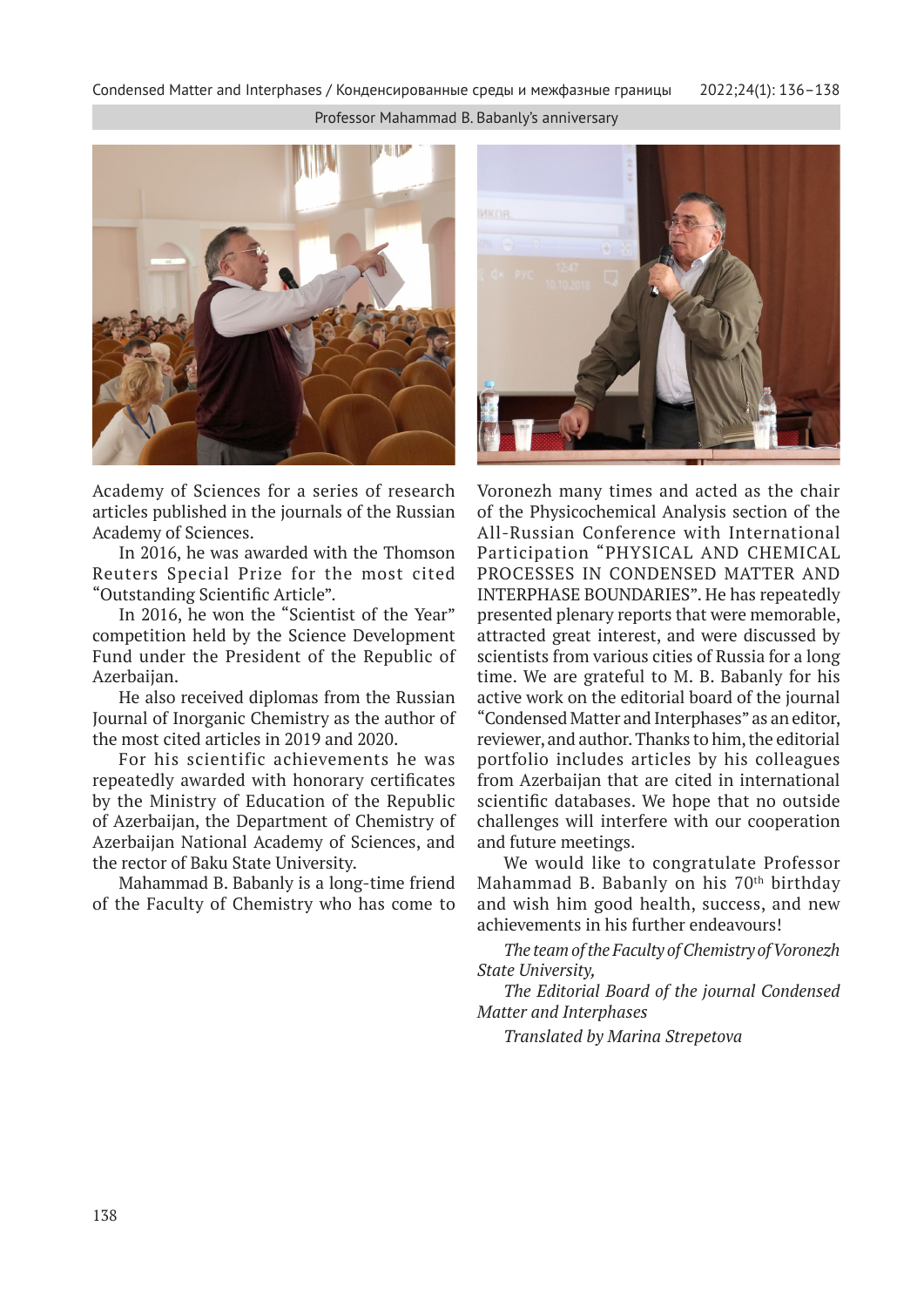Academy of Sciences for a series of research articles published in the journals of the Russian Academy of Sciences.

In 2016, he was awarded with the Thomson Reuters Special Prize for the most cited "Outstanding Scientific Article".

In 2016, he won the "Scientist of the Year" competition held by the Science Development Fund under the President of the Republic of Azerbaijan.

He also received diplomas from the Russian Journal of Inorganic Chemistry as the author of the most cited articles in 2019 and 2020.

For his scientific achievements he was repeatedly awarded with honorary certificates by the Ministry of Education of the Republic of Azerbaijan, the Department of Chemistry of Azerbaijan National Academy of Sciences, and the rector of Baku State University.

Mahammad B. Babanly is a long-time friend of the Faculty of Chemistry who has come to Voronezh many times and acted as the chair of the Physicochemical Analysis section of the All-Russian Conference with International Participation "PHYSICAL AND CHEMICAL PROCESSES IN CONDENSED MATTER AND INTERPHASE BOUNDARIES". He has repeatedly presented plenary reports that were memorable, attracted great interest, and were discussed by scientists from various cities of Russia for a long time. We are grateful to M. B. Babanly for his active work on the editorial board of the journal "Condensed Matter and Interphases" as an editor, reviewer, and author. Thanks to him, the editorial portfolio includes articles by his colleagues from Azerbaijan that are cited in international scientific databases. We hope that no outside challenges will interfere with our cooperation and future meetings.

We would like to congratulate Professor Mahammad B. Babanly on his 70th birthday and wish him good health, success, and new achievements in his further endeavours!

*The team of the Faculty of Chemistry of Voronezh State University,*

*The Editorial Board of the journal Condensed Matter and Interphases*

*Translated by Marina Strepetova*